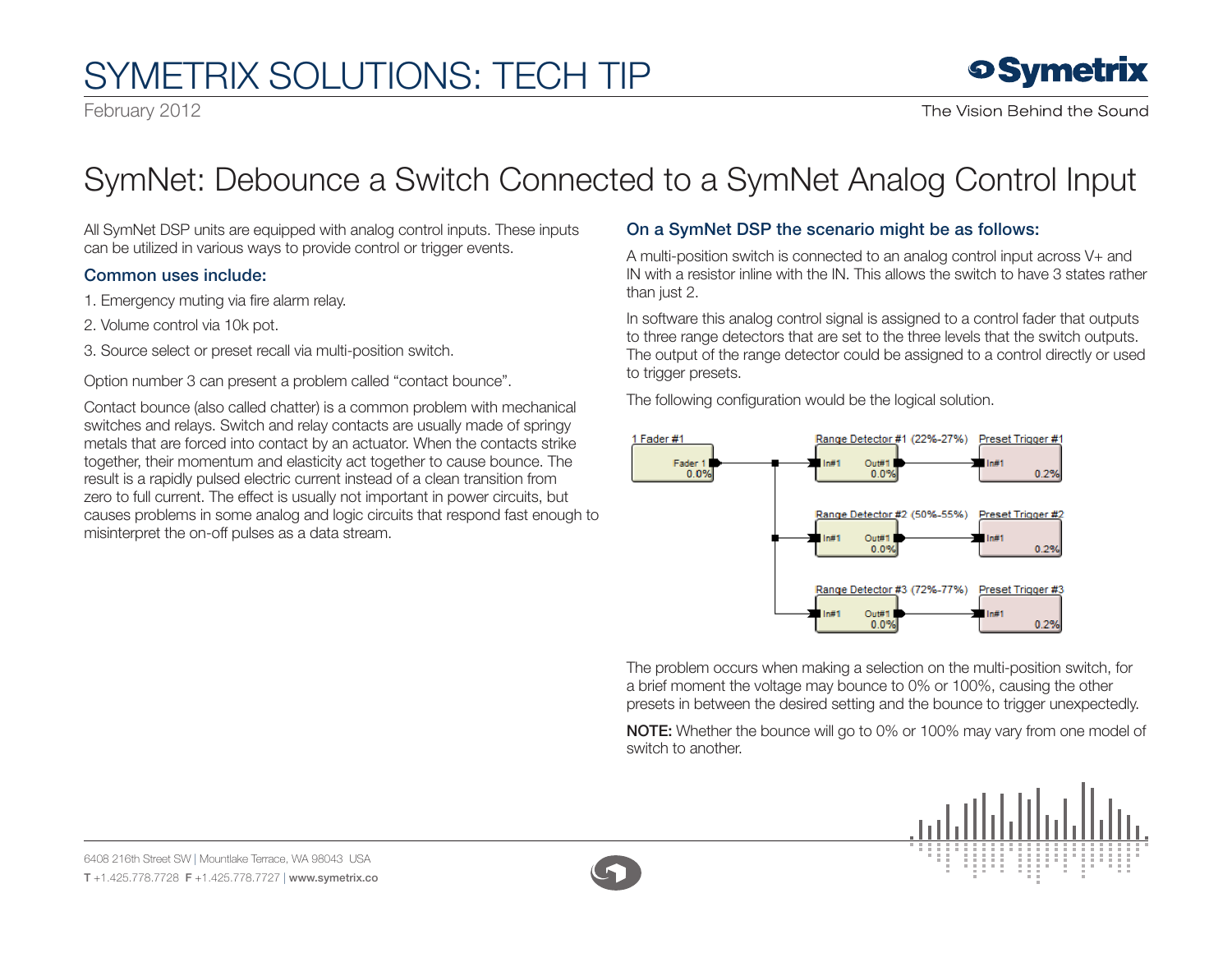# SYMETRIX SOLUTIONS: TECH TIP

February 2012

## SymNet: Debounce a Switch Connected to a SymNet Analog Control Input

All SymNet DSP units are equipped with analog control inputs. These inputs can be utilized in various ways to provide control or trigger events.

### Common uses include:

1. Emergency muting via fire alarm relay.
2. Volume control via 10k pot.
3. Source select or preset recall via multi-position switch.

Option number 3 can present a problem called “contact bounce”.

Contact bounce (also called chatter) is a common problem with mechanical switches and relays. Switch and relay contacts are usually made of springy metals that are forced into contact by an actuator. When the contacts strike together, their momentum and elasticity act together to cause bounce. The result is a rapidly pulsed electric current instead of a clean transition from zero to full current. The effect is usually not important in power circuits, but causes problems in some analog and logic circuits that respond fast enough to misinterpret the on-off pulses as a data stream.

### On a SymNet DSP the scenario might be as follows:

A multi-position switch is connected to an analog control input across V+ and IN with a resistor inline with the IN. This allows the switch to have 3 states rather than just 2.

In software this analog control signal is assigned to a control fader that outputs to three range detectors that are set to the three levels that the switch outputs. The output of the range detector could be assigned to a control directly or used to trigger presets.

The following configuration would be the logical solution.

The problem occurs when making a selection on the multi-position switch, for a brief moment the voltage may bounce to 0% or 100%, causing the other presets in between the desired setting and the bounce to trigger unexpectedly.

**NOTE:** Whether the bounce will go to 0% or 100% may vary from one model of switch to another.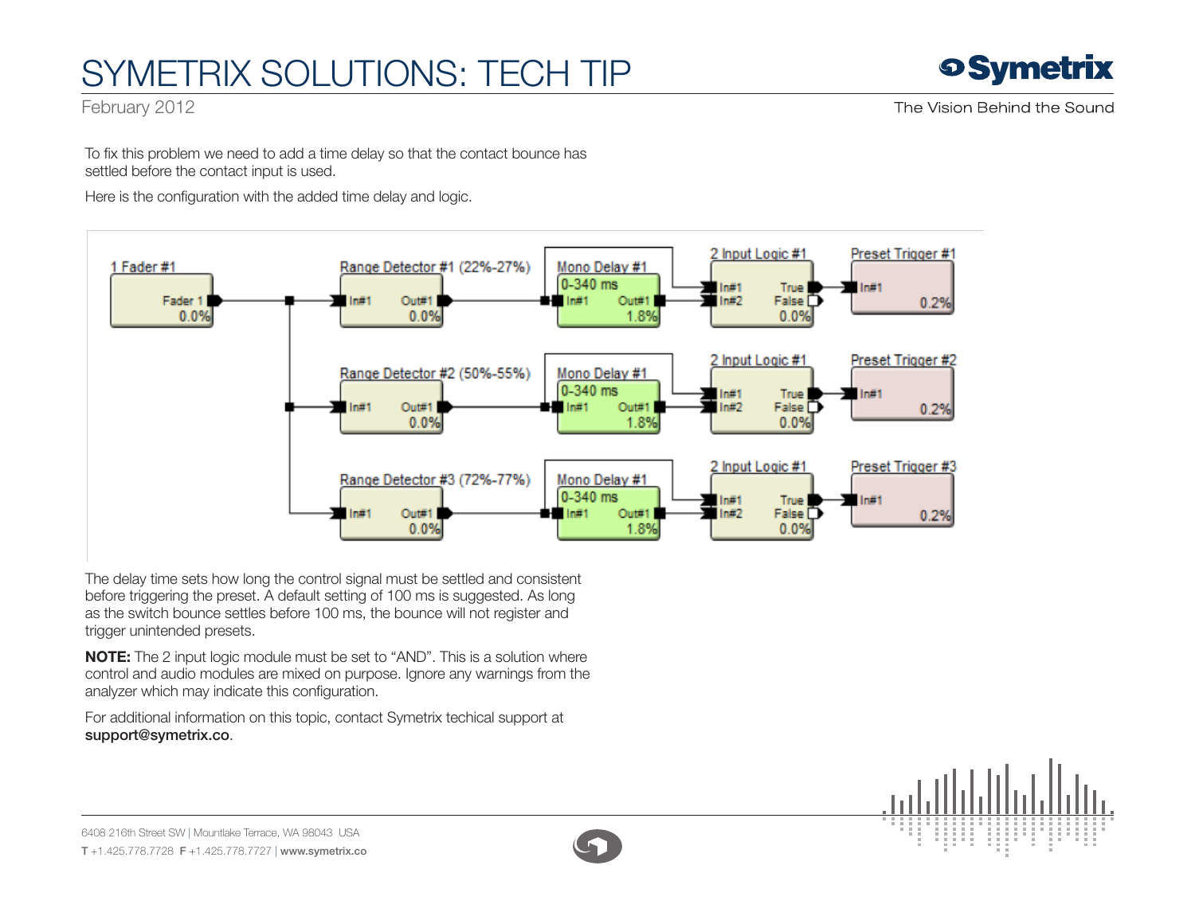To fix this problem we need to add a time delay so that the contact bounce has settled before the contact input is used.

Here is the configuration with the added time delay and logic.

1 Fader #1
Fader 1
0.0%

Range Detector #1 (22%-27%)
In#1 Out#1
0.0%

Mono Delay #1
0-340 ms
In#1 Out#1
1.8%

2 Input Logic #1
In#1 True
In#2 False
0.0%

Preset Trigger #1
In#1
0.2%

Range Detector #2 (50%-55%)
In#1 Out#1
0.0%

Mono Delay #1
0-340 ms
In#1 Out#1
1.8%

2 Input Logic #1
In#1 True
In#2 False
0.0%

Preset Trigger #2
In#1
0.2%

Range Detector #3 (72%-77%)
In#1 Out#1
0.0%

Mono Delay #1
0-340 ms
In#1 Out#1
1.8%

2 Input Logic #1
In#1 True
In#2 False
0.0%

Preset Trigger #3
In#1
0.2%

The delay time sets how long the control signal must be settled and consistent before triggering the preset. A default setting of 100 ms is suggested. As long as the switch bounce settles before 100 ms, the bounce will not register and trigger unintended presets.

**NOTE:** The 2 input logic module must be set to "AND". This is a solution where control and audio modules are mixed on purpose. Ignore any warnings from the analyzer which may indicate this configuration.

For additional information on this topic, contact Symetrix techical support at **support@symetrix.co**.